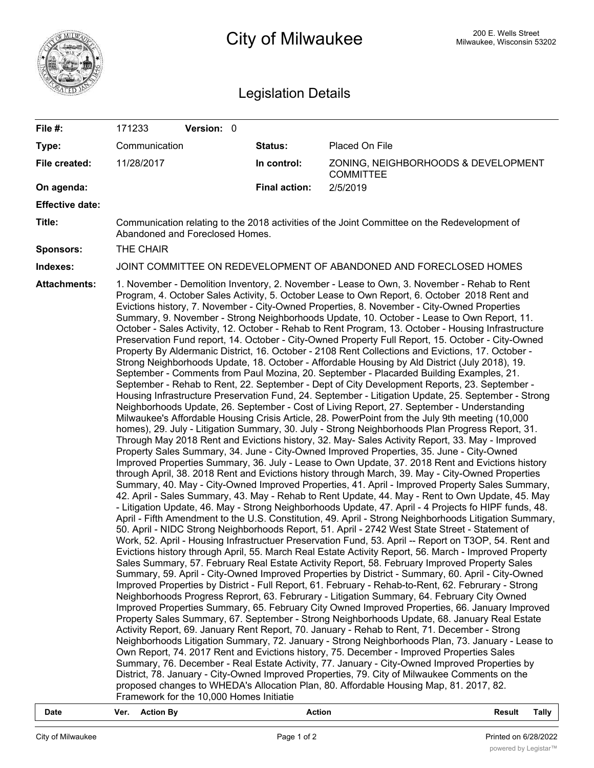# City of Milwaukee

200 E. Wells Street
Milwaukee, Wisconsin 53202

## Legislation Details

| | | | |
|---|---|---|---|
| **File #:** | 171233 **Version:** 0 | | |
| **Type:** | Communication | **Status:** | Placed On File |
| **File created:** | 11/28/2017 | **In control:** | ZONING, NEIGHBORHOODS & DEVELOPMENT COMMITTEE |
| **On agenda:** | | **Final action:** | 2/5/2019 |
| **Effective date:** | | | |

**Title:** Communication relating to the 2018 activities of the Joint Committee on the Redevelopment of Abandoned and Foreclosed Homes.

**Sponsors:** THE CHAIR

**Indexes:** JOINT COMMITTEE ON REDEVELOPMENT OF ABANDONED AND FORECLOSED HOMES

**Attachments:** 1. November - Demolition Inventory, 2. November - Lease to Own, 3. November - Rehab to Rent Program, 4. October Sales Activity, 5. October Lease to Own Report, 6. October 2018 Rent and Evictions history, 7. November - City-Owned Properties, 8. November - City-Owned Properties Summary, 9. November - Strong Neighborhoods Update, 10. October - Lease to Own Report, 11. October - Sales Activity, 12. October - Rehab to Rent Program, 13. October - Housing Infrastructure Preservation Fund report, 14. October - City-Owned Property Full Report, 15. October - City-Owned Property By Aldermanic District, 16. October - 2108 Rent Collections and Evictions, 17. October - Strong Neighborhoods Update, 18. October - Affordable Housing by Ald District (July 2018), 19. September - Comments from Paul Mozina, 20. September - Placarded Building Examples, 21. September - Rehab to Rent, 22. September - Dept of City Development Reports, 23. September - Housing Infrastructure Preservation Fund, 24. September - Litigation Update, 25. September - Strong Neighborhoods Update, 26. September - Cost of Living Report, 27. September - Understanding Milwaukee's Affordable Housing Crisis Article, 28. PowerPoint from the July 9th meeting (10,000 homes), 29. July - Litigation Summary, 30. July - Strong Neighborhoods Plan Progress Report, 31. Through May 2018 Rent and Evictions history, 32. May- Sales Activity Report, 33. May - Improved Property Sales Summary, 34. June - City-Owned Improved Properties, 35. June - City-Owned Improved Properties Summary, 36. July - Lease to Own Update, 37. 2018 Rent and Evictions history through April, 38. 2018 Rent and Evictions history through March, 39. May - City-Owned Properties Summary, 40. May - City-Owned Improved Properties, 41. April - Improved Property Sales Summary, 42. April - Sales Summary, 43. May - Rehab to Rent Update, 44. May - Rent to Own Update, 45. May - Litigation Update, 46. May - Strong Neighborhoods Update, 47. April - 4 Projects fo HIPF funds, 48. April - Fifth Amendment to the U.S. Constitution, 49. April - Strong Neighborhoods Litigation Summary, 50. April - NIDC Strong Neighborhoods Report, 51. April - 2742 West State Street - Statement of Work, 52. April - Housing Infrastructuer Preservation Fund, 53. April -- Report on T3OP, 54. Rent and Evictions history through April, 55. March Real Estate Activity Report, 56. March - Improved Property Sales Summary, 57. February Real Estate Activity Report, 58. February Improved Property Sales Summary, 59. April - City-Owned Improved Properties by District - Summary, 60. April - City-Owned Improved Properties by District - Full Report, 61. February - Rehab-to-Rent, 62. Februrary - Strong Neighborhoods Progress Reprort, 63. Februrary - Litigation Summary, 64. February City Owned Improved Properties Summary, 65. February City Owned Improved Properties, 66. January Improved Property Sales Summary, 67. September - Strong Neighborhoods Update, 68. January Real Estate Activity Report, 69. January Rent Report, 70. January - Rehab to Rent, 71. December - Strong Neighborhoods Litigation Summary, 72. January - Strong Neighborhoods Plan, 73. January - Lease to Own Report, 74. 2017 Rent and Evictions history, 75. December - Improved Properties Sales Summary, 76. December - Real Estate Activity, 77. January - City-Owned Improved Properties by District, 78. January - City-Owned Improved Properties, 79. City of Milwaukee Comments on the proposed changes to WHEDA's Allocation Plan, 80. Affordable Housing Map, 81. 2017, 82. Framework for the 10,000 Homes Initiatie

| Date | Ver. | Action By | Action | Result | Tally |
|---|---|---|---|---|---|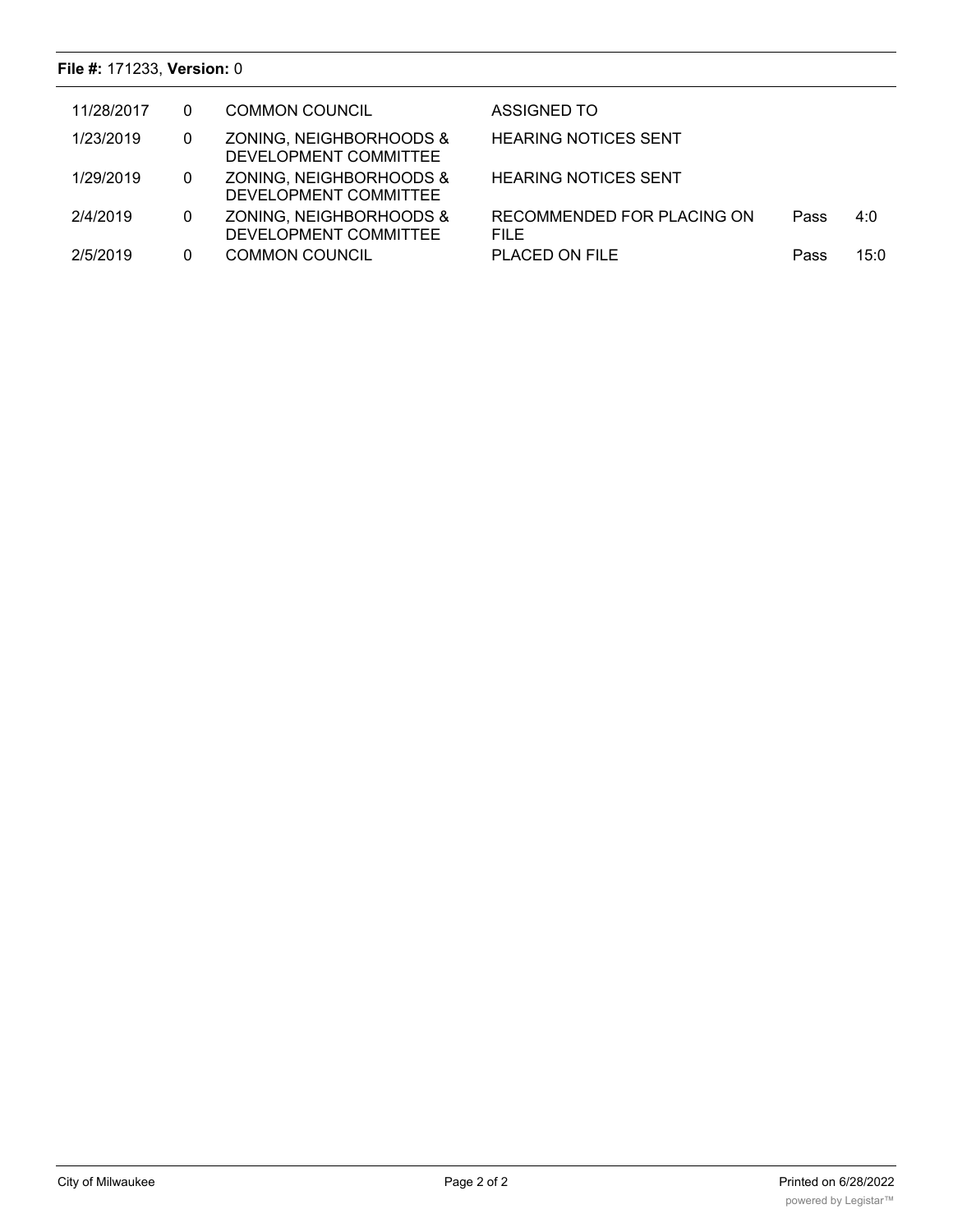**File #:** 171233, **Version:** 0

| | | | | | |
|---|---|---|---|---|---|
| 11/28/2017 | 0 | COMMON COUNCIL | ASSIGNED TO | | |
| 1/23/2019 | 0 | ZONING, NEIGHBORHOODS & DEVELOPMENT COMMITTEE | HEARING NOTICES SENT | | |
| 1/29/2019 | 0 | ZONING, NEIGHBORHOODS & DEVELOPMENT COMMITTEE | HEARING NOTICES SENT | | |
| 2/4/2019 | 0 | ZONING, NEIGHBORHOODS & DEVELOPMENT COMMITTEE | RECOMMENDED FOR PLACING ON FILE | Pass | 4:0 |
| 2/5/2019 | 0 | COMMON COUNCIL | PLACED ON FILE | Pass | 15:0 |